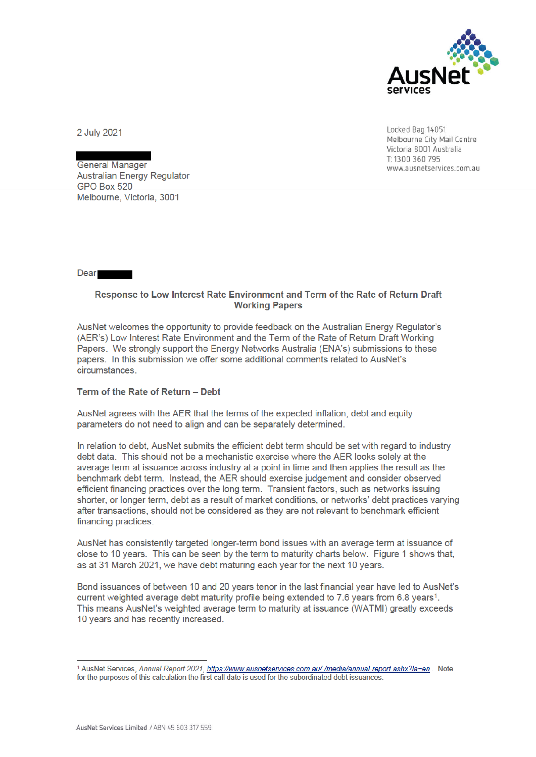AusNet services

2 July 2021

Locked Bag 14051
Melbourne City Mail Centre
Victoria 8001 Australia
T: 1300 360 795
www.ausnetservices.com.au

General Manager
Australian Energy Regulator
GPO Box 520
Melbourne, Victoria, 3001

Dear

**Response to Low Interest Rate Environment and Term of the Rate of Return Draft Working Papers**

AusNet welcomes the opportunity to provide feedback on the Australian Energy Regulator's (AER's) Low Interest Rate Environment and the Term of the Rate of Return Draft Working Papers. We strongly support the Energy Networks Australia (ENA's) submissions to these papers. In this submission we offer some additional comments related to AusNet's circumstances.

**Term of the Rate of Return – Debt**

AusNet agrees with the AER that the terms of the expected inflation, debt and equity parameters do not need to align and can be separately determined.

In relation to debt, AusNet submits the efficient debt term should be set with regard to industry debt data. This should not be a mechanistic exercise where the AER looks solely at the average term at issuance across industry at a point in time and then applies the result as the benchmark debt term. Instead, the AER should exercise judgement and consider observed efficient financing practices over the long term. Transient factors, such as networks issuing shorter, or longer term, debt as a result of market conditions, or networks' debt practices varying after transactions, should not be considered as they are not relevant to benchmark efficient financing practices.

AusNet has consistently targeted longer-term bond issues with an average term at issuance of close to 10 years. This can be seen by the term to maturity charts below. Figure 1 shows that, as at 31 March 2021, we have debt maturing each year for the next 10 years.

Bond issuances of between 10 and 20 years tenor in the last financial year have led to AusNet's current weighted average debt maturity profile being extended to 7.6 years from 6.8 years[1]. This means AusNet's weighted average term to maturity at issuance (WATMI) greatly exceeds 10 years and has recently increased.

[1] AusNet Services, *Annual Report 2021*, https://www.ausnetservices.com.au/-/media/annual-report.ashx?la=en. Note for the purposes of this calculation the first call date is used for the subordinated debt issuances.

AusNet Services Limited / ABN 45 603 317 559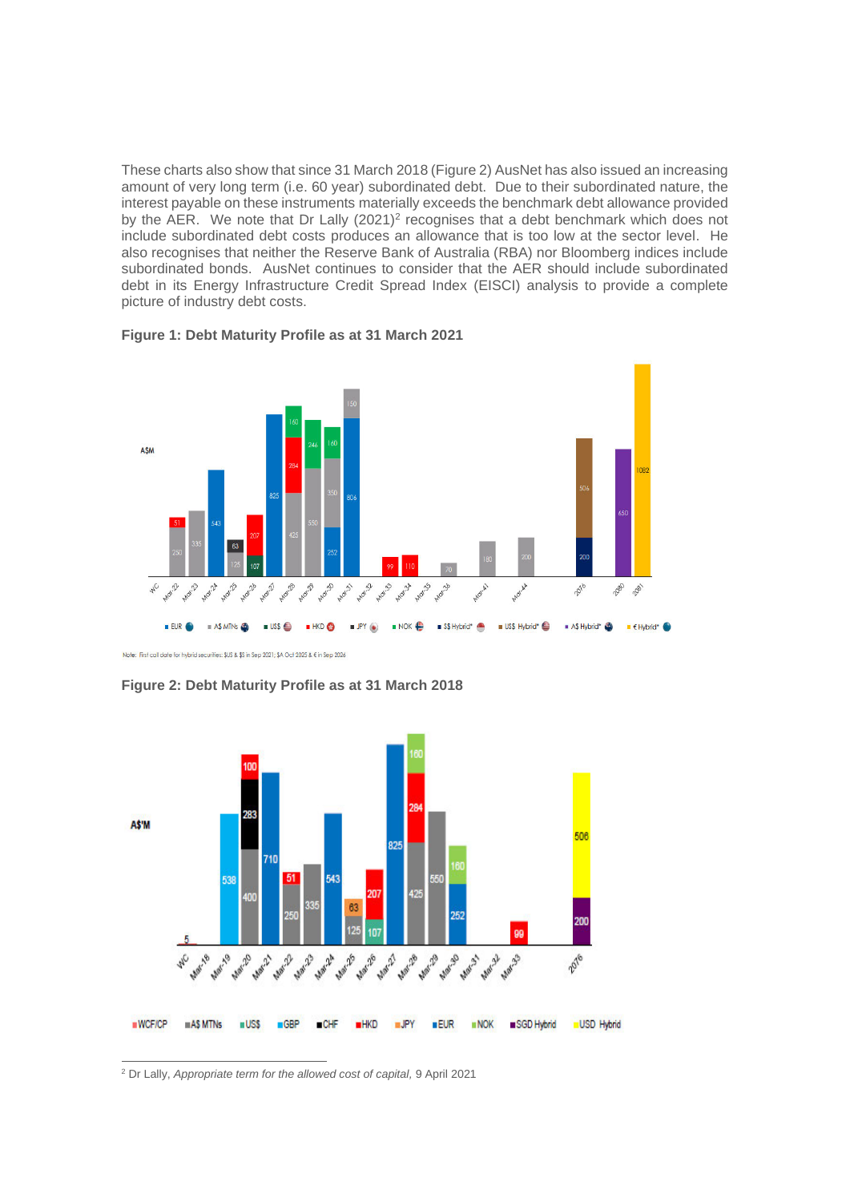These charts also show that since 31 March 2018 (Figure 2) AusNet has also issued an increasing amount of very long term (i.e. 60 year) subordinated debt. Due to their subordinated nature, the interest payable on these instruments materially exceeds the benchmark debt allowance provided by the AER. We note that Dr Lally (2021)[2] recognises that a debt benchmark which does not include subordinated debt costs produces an allowance that is too low at the sector level. He also recognises that neither the Reserve Bank of Australia (RBA) nor Bloomberg indices include subordinated bonds. AusNet continues to consider that the AER should include subordinated debt in its Energy Infrastructure Credit Spread Index (EISCI) analysis to provide a complete picture of industry debt costs.

**Figure 1: Debt Maturity Profile as at 31 March 2021**

Note: First call date for hybrid securities: $US & S$ in Sep 2021; $A Oct 2025 & € in Sep 2026

**Figure 2: Debt Maturity Profile as at 31 March 2018**

---

[2] Dr Lally, *Appropriate term for the allowed cost of capital*, 9 April 2021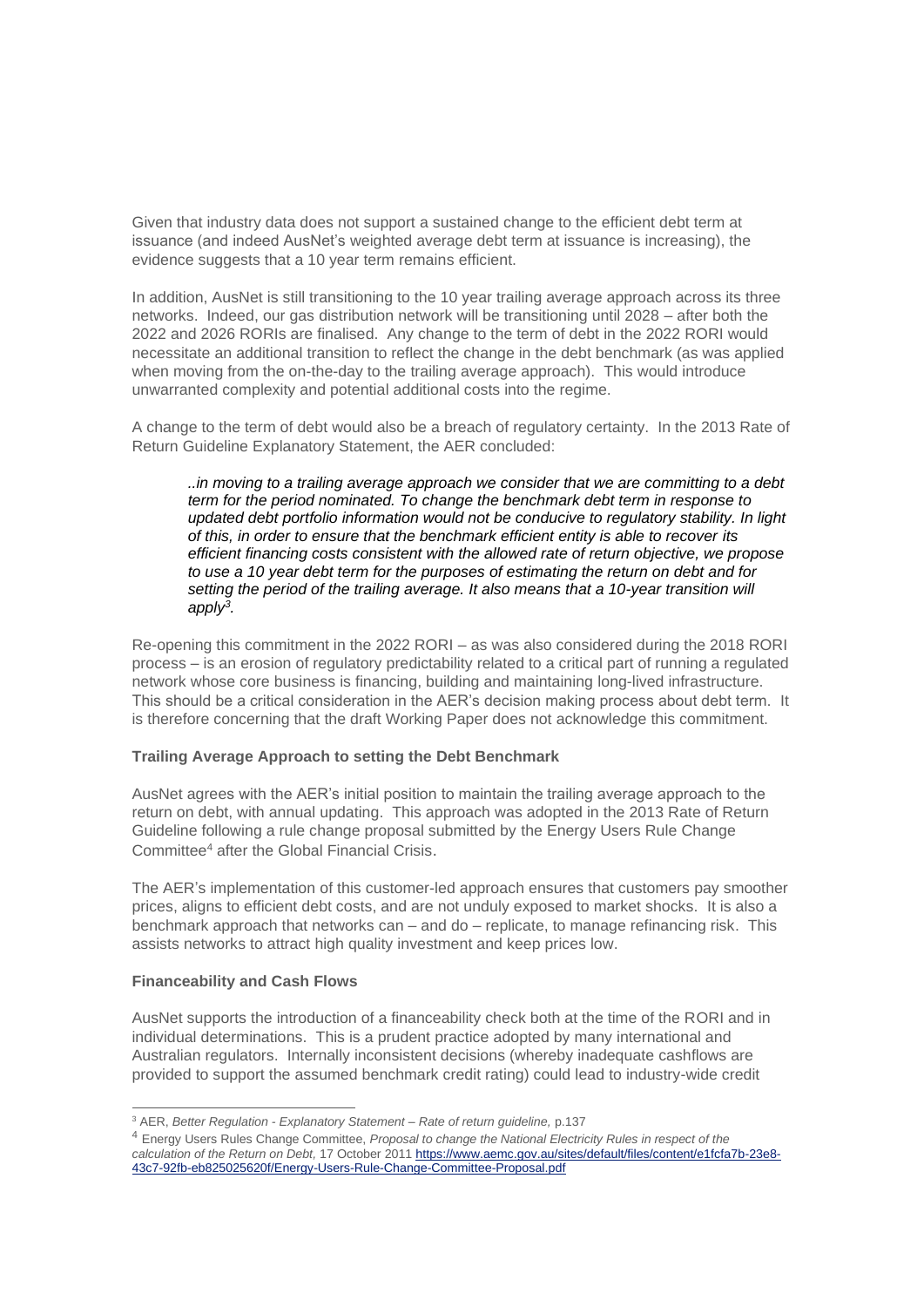Given that industry data does not support a sustained change to the efficient debt term at issuance (and indeed AusNet's weighted average debt term at issuance is increasing), the evidence suggests that a 10 year term remains efficient.

In addition, AusNet is still transitioning to the 10 year trailing average approach across its three networks. Indeed, our gas distribution network will be transitioning until 2028 – after both the 2022 and 2026 RORIs are finalised. Any change to the term of debt in the 2022 RORI would necessitate an additional transition to reflect the change in the debt benchmark (as was applied when moving from the on-the-day to the trailing average approach). This would introduce unwarranted complexity and potential additional costs into the regime.

A change to the term of debt would also be a breach of regulatory certainty. In the 2013 Rate of Return Guideline Explanatory Statement, the AER concluded:

> *..in moving to a trailing average approach we consider that we are committing to a debt term for the period nominated. To change the benchmark debt term in response to updated debt portfolio information would not be conducive to regulatory stability. In light of this, in order to ensure that the benchmark efficient entity is able to recover its efficient financing costs consistent with the allowed rate of return objective, we propose to use a 10 year debt term for the purposes of estimating the return on debt and for setting the period of the trailing average. It also means that a 10-year transition will apply*[3].

Re-opening this commitment in the 2022 RORI – as was also considered during the 2018 RORI process – is an erosion of regulatory predictability related to a critical part of running a regulated network whose core business is financing, building and maintaining long-lived infrastructure. This should be a critical consideration in the AER's decision making process about debt term. It is therefore concerning that the draft Working Paper does not acknowledge this commitment.

**Trailing Average Approach to setting the Debt Benchmark**

AusNet agrees with the AER's initial position to maintain the trailing average approach to the return on debt, with annual updating. This approach was adopted in the 2013 Rate of Return Guideline following a rule change proposal submitted by the Energy Users Rule Change Committee[4] after the Global Financial Crisis.

The AER's implementation of this customer-led approach ensures that customers pay smoother prices, aligns to efficient debt costs, and are not unduly exposed to market shocks. This is also a benchmark approach that networks can – and do – replicate, to manage refinancing risk. This assists networks to attract high quality investment and keep prices low.

**Financeability and Cash Flows**

AusNet supports the introduction of a financeability check both at the time of the RORI and in individual determinations. This is a prudent practice adopted by many international and Australian regulators. Internally inconsistent decisions (whereby inadequate cashflows are provided to support the assumed benchmark credit rating) could lead to industry-wide credit

---

[3] AER, *Better Regulation - Explanatory Statement – Rate of return guideline,* p.137

[4] Energy Users Rules Change Committee, *Proposal to change the National Electricity Rules in respect of the calculation of the Return on Debt,* 17 October 2011 https://www.aemc.gov.au/sites/default/files/content/e1fcfa7b-23e8-43c7-92fb-eb825025620f/Energy-Users-Rule-Change-Committee-Proposal.pdf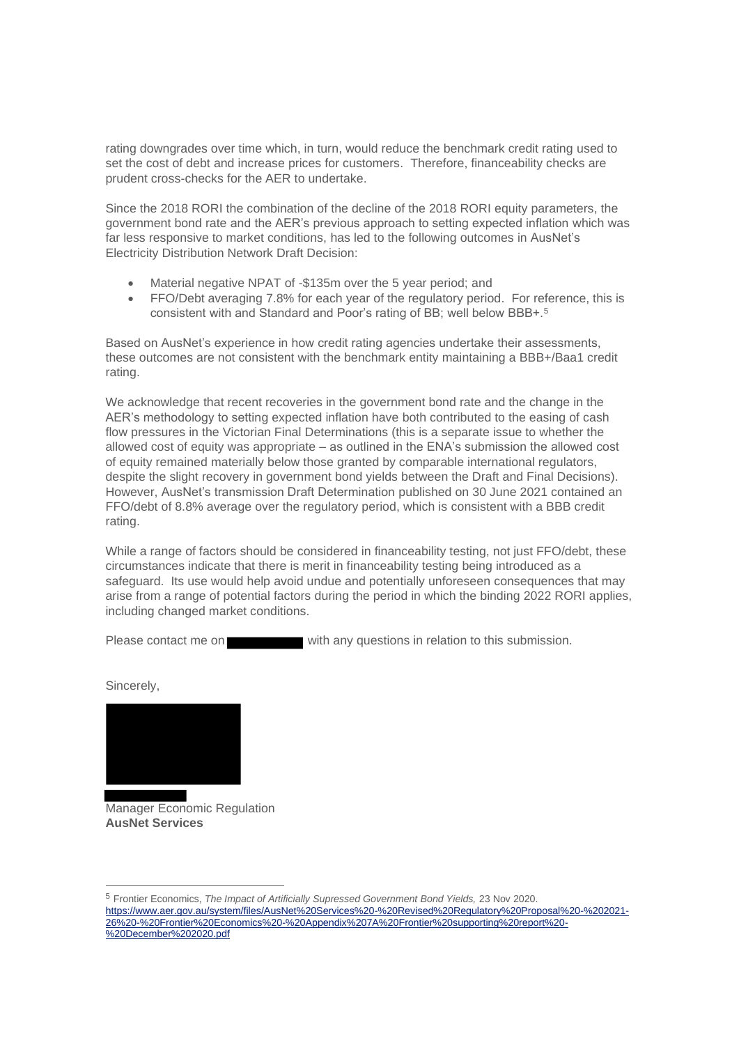rating downgrades over time which, in turn, would reduce the benchmark credit rating used to set the cost of debt and increase prices for customers. Therefore, financeability checks are prudent cross-checks for the AER to undertake.

Since the 2018 RORI the combination of the decline of the 2018 RORI equity parameters, the government bond rate and the AER's previous approach to setting expected inflation which was far less responsive to market conditions, has led to the following outcomes in AusNet's Electricity Distribution Network Draft Decision:

- Material negative NPAT of -$135m over the 5 year period; and
- FFO/Debt averaging 7.8% for each year of the regulatory period. For reference, this is consistent with and Standard and Poor's rating of BB; well below BBB+.[5]

Based on AusNet's experience in how credit rating agencies undertake their assessments, these outcomes are not consistent with the benchmark entity maintaining a BBB+/Baa1 credit rating.

We acknowledge that recent recoveries in the government bond rate and the change in the AER's methodology to setting expected inflation have both contributed to the easing of cash flow pressures in the Victorian Final Determinations (this is a separate issue to whether the allowed cost of equity was appropriate – as outlined in the ENA's submission the allowed cost of equity remained materially below those granted by comparable international regulators, despite the slight recovery in government bond yields between the Draft and Final Decisions). However, AusNet's transmission Draft Determination published on 30 June 2021 contained an FFO/debt of 8.8% average over the regulatory period, which is consistent with a BBB credit rating.

While a range of factors should be considered in financeability testing, not just FFO/debt, these circumstances indicate that there is merit in financeability testing being introduced as a safeguard. Its use would help avoid undue and potentially unforeseen consequences that may arise from a range of potential factors during the period in which the binding 2022 RORI applies, including changed market conditions.

Please contact me on [redacted] with any questions in relation to this submission.

Sincerely,

[redacted]

[redacted]

Manager Economic Regulation
**AusNet Services**

[5] Frontier Economics, *The Impact of Artificially Supressed Government Bond Yields,* 23 Nov 2020. https://www.aer.gov.au/system/files/AusNet%20Services%20-%20Revised%20Regulatory%20Proposal%20-%202021-26%20-%20Frontier%20Economics%20-%20Appendix%207A%20Frontier%20supporting%20report%20-%20December%202020.pdf